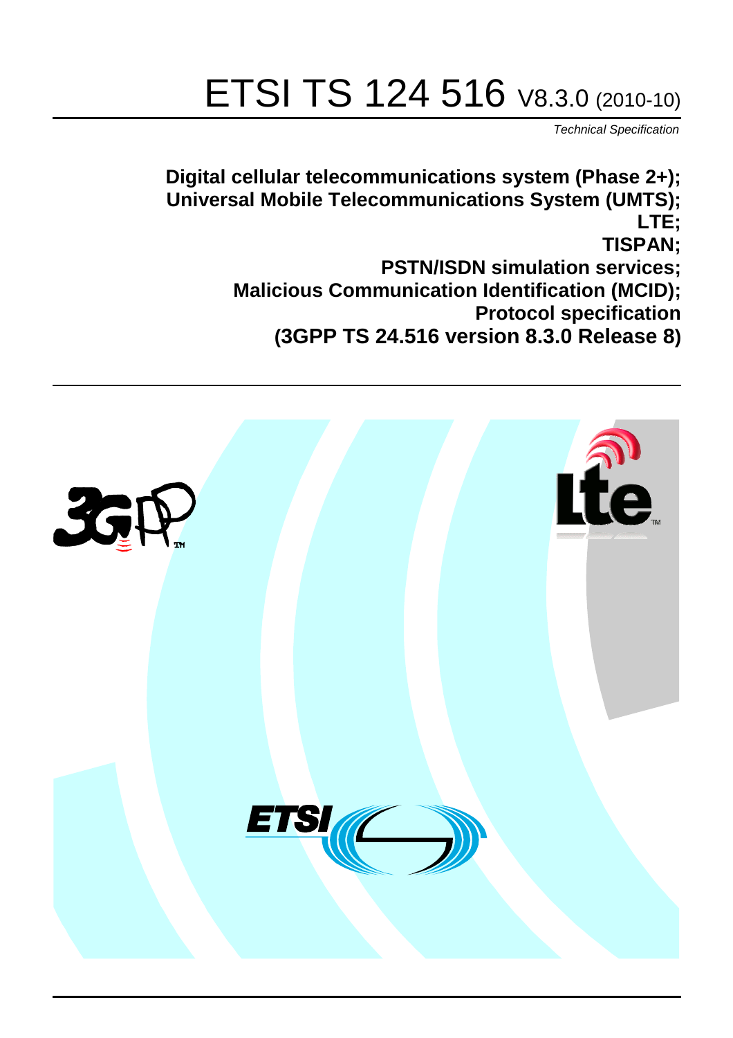# ETSI TS 124 516 V8.3.0 (2010-10)

*Technical Specification*

**Digital cellular telecommunications system (Phase 2+);**
**Universal Mobile Telecommunications System (UMTS);**
**LTE;**
**TISPAN;**
**PSTN/ISDN simulation services;**
**Malicious Communication Identification (MCID);**
**Protocol specification**
**(3GPP TS 24.516 version 8.3.0 Release 8)**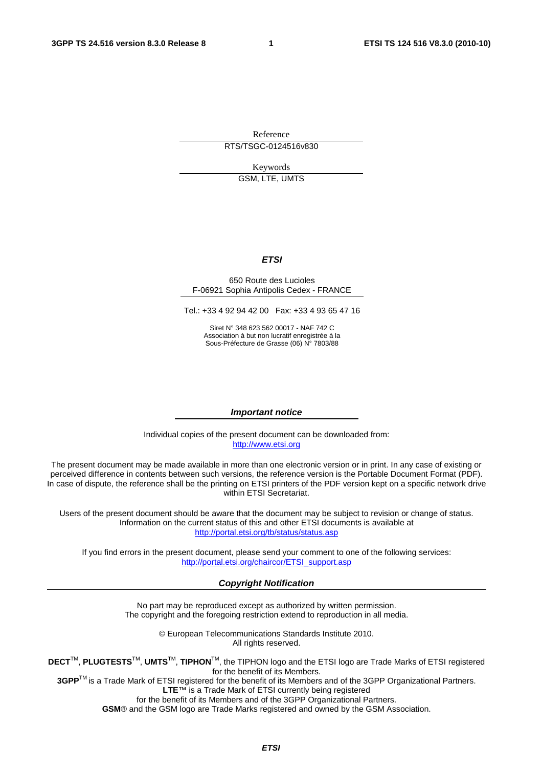Reference

RTS/TSGC-0124516v830

Keywords

GSM, LTE, UMTS

***ETSI***

650 Route des Lucioles
F-06921 Sophia Antipolis Cedex - FRANCE

Tel.: +33 4 92 94 42 00 Fax: +33 4 93 65 47 16

Siret N° 348 623 562 00017 - NAF 742 C
Association à but non lucratif enregistrée à la
Sous-Préfecture de Grasse (06) N° 7803/88

***Important notice***

Individual copies of the present document can be downloaded from:
http://www.etsi.org

The present document may be made available in more than one electronic version or in print. In any case of existing or perceived difference in contents between such versions, the reference version is the Portable Document Format (PDF). In case of dispute, the reference shall be the printing on ETSI printers of the PDF version kept on a specific network drive within ETSI Secretariat.

Users of the present document should be aware that the document may be subject to revision or change of status. Information on the current status of this and other ETSI documents is available at
http://portal.etsi.org/tb/status/status.asp

If you find errors in the present document, please send your comment to one of the following services:
http://portal.etsi.org/chaircor/ETSI_support.asp

***Copyright Notification***

No part may be reproduced except as authorized by written permission.
The copyright and the foregoing restriction extend to reproduction in all media.

© European Telecommunications Standards Institute 2010.
All rights reserved.

**DECT**™, **PLUGTESTS**™, **UMTS**™, **TIPHON**™, the TIPHON logo and the ETSI logo are Trade Marks of ETSI registered for the benefit of its Members.
**3GPP**™ is a Trade Mark of ETSI registered for the benefit of its Members and of the 3GPP Organizational Partners.
**LTE**™ is a Trade Mark of ETSI currently being registered
for the benefit of its Members and of the 3GPP Organizational Partners.
**GSM**® and the GSM logo are Trade Marks registered and owned by the GSM Association.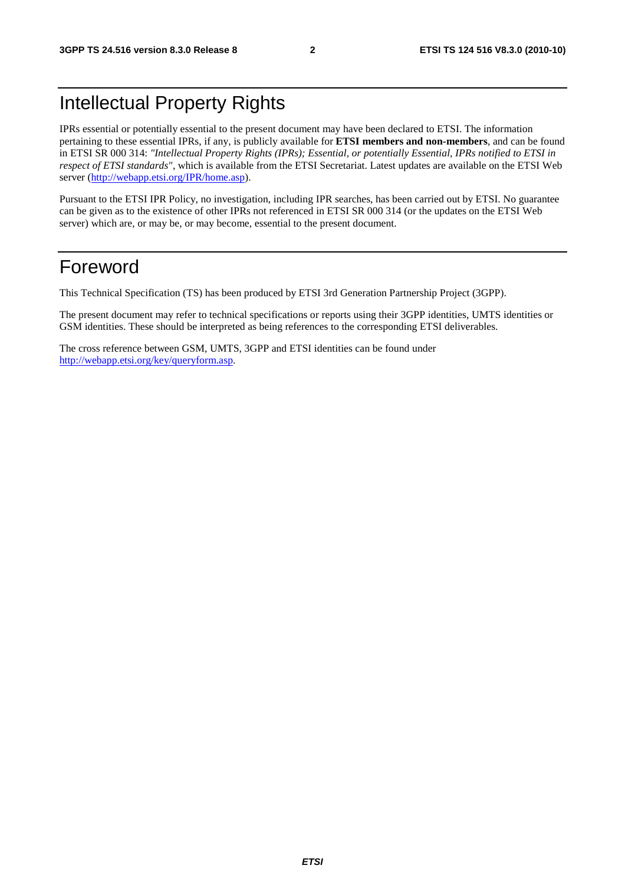# Intellectual Property Rights

IPRs essential or potentially essential to the present document may have been declared to ETSI. The information pertaining to these essential IPRs, if any, is publicly available for **ETSI members and non-members**, and can be found in ETSI SR 000 314: *"Intellectual Property Rights (IPRs); Essential, or potentially Essential, IPRs notified to ETSI in respect of ETSI standards"*, which is available from the ETSI Secretariat. Latest updates are available on the ETSI Web server (http://webapp.etsi.org/IPR/home.asp).

Pursuant to the ETSI IPR Policy, no investigation, including IPR searches, has been carried out by ETSI. No guarantee can be given as to the existence of other IPRs not referenced in ETSI SR 000 314 (or the updates on the ETSI Web server) which are, or may be, or may become, essential to the present document.

# Foreword

This Technical Specification (TS) has been produced by ETSI 3rd Generation Partnership Project (3GPP).

The present document may refer to technical specifications or reports using their 3GPP identities, UMTS identities or GSM identities. These should be interpreted as being references to the corresponding ETSI deliverables.

The cross reference between GSM, UMTS, 3GPP and ETSI identities can be found under http://webapp.etsi.org/key/queryform.asp.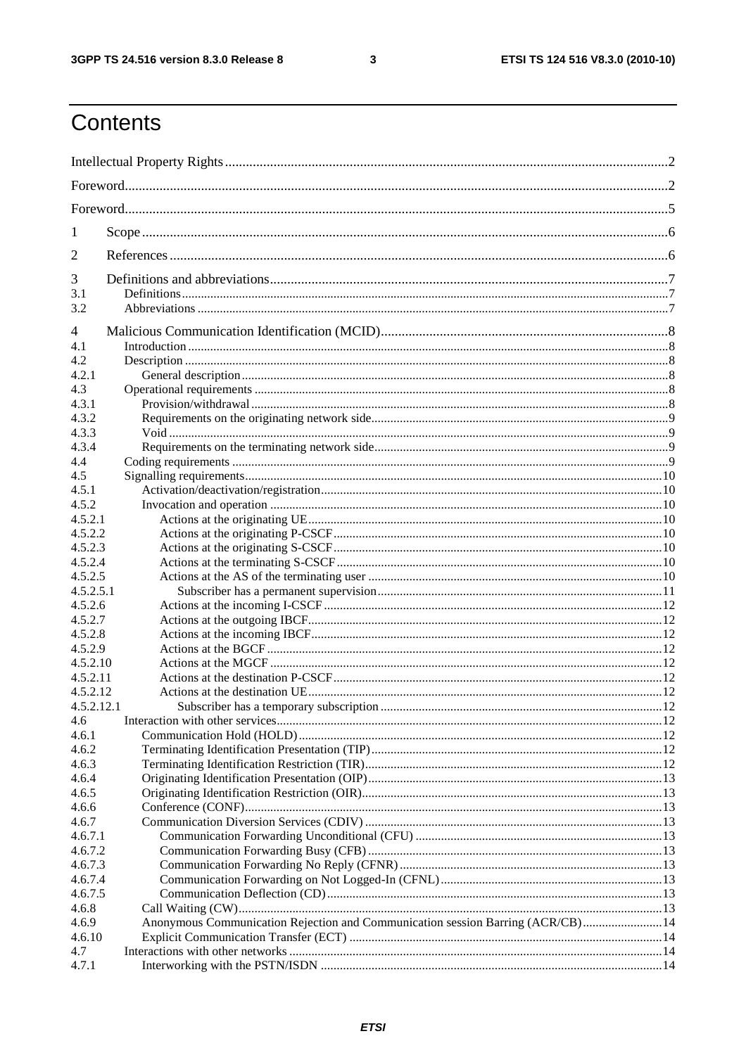# Contents

Intellectual Property Rights ..... 2

Foreword ..... 2

Foreword ..... 5

1 Scope ..... 6

2 References ..... 6

3 Definitions and abbreviations ..... 7
3.1 Definitions ..... 7
3.2 Abbreviations ..... 7

4 Malicious Communication Identification (MCID) ..... 8
4.1 Introduction ..... 8
4.2 Description ..... 8
4.2.1 General description ..... 8
4.3 Operational requirements ..... 8
4.3.1 Provision/withdrawal ..... 8
4.3.2 Requirements on the originating network side ..... 9
4.3.3 Void ..... 9
4.3.4 Requirements on the terminating network side ..... 9
4.4 Coding requirements ..... 9
4.5 Signalling requirements ..... 10
4.5.1 Activation/deactivation/registration ..... 10
4.5.2 Invocation and operation ..... 10
4.5.2.1 Actions at the originating UE ..... 10
4.5.2.2 Actions at the originating P-CSCF ..... 10
4.5.2.3 Actions at the originating S-CSCF ..... 10
4.5.2.4 Actions at the terminating S-CSCF ..... 10
4.5.2.5 Actions at the AS of the terminating user ..... 10
4.5.2.5.1 Subscriber has a permanent supervision ..... 11
4.5.2.6 Actions at the incoming I-CSCF ..... 12
4.5.2.7 Actions at the outgoing IBCF ..... 12
4.5.2.8 Actions at the incoming IBCF ..... 12
4.5.2.9 Actions at the BGCF ..... 12
4.5.2.10 Actions at the MGCF ..... 12
4.5.2.11 Actions at the destination P-CSCF ..... 12
4.5.2.12 Actions at the destination UE ..... 12
4.5.2.12.1 Subscriber has a temporary subscription ..... 12
4.6 Interaction with other services ..... 12
4.6.1 Communication Hold (HOLD) ..... 12
4.6.2 Terminating Identification Presentation (TIP) ..... 12
4.6.3 Terminating Identification Restriction (TIR) ..... 12
4.6.4 Originating Identification Presentation (OIP) ..... 13
4.6.5 Originating Identification Restriction (OIR) ..... 13
4.6.6 Conference (CONF) ..... 13
4.6.7 Communication Diversion Services (CDIV) ..... 13
4.6.7.1 Communication Forwarding Unconditional (CFU) ..... 13
4.6.7.2 Communication Forwarding Busy (CFB) ..... 13
4.6.7.3 Communication Forwarding No Reply (CFNR) ..... 13
4.6.7.4 Communication Forwarding on Not Logged-In (CFNL) ..... 13
4.6.7.5 Communication Deflection (CD) ..... 13
4.6.8 Call Waiting (CW) ..... 13
4.6.9 Anonymous Communication Rejection and Communication session Barring (ACR/CB) ..... 14
4.6.10 Explicit Communication Transfer (ECT) ..... 14
4.7 Interactions with other networks ..... 14
4.7.1 Interworking with the PSTN/ISDN ..... 14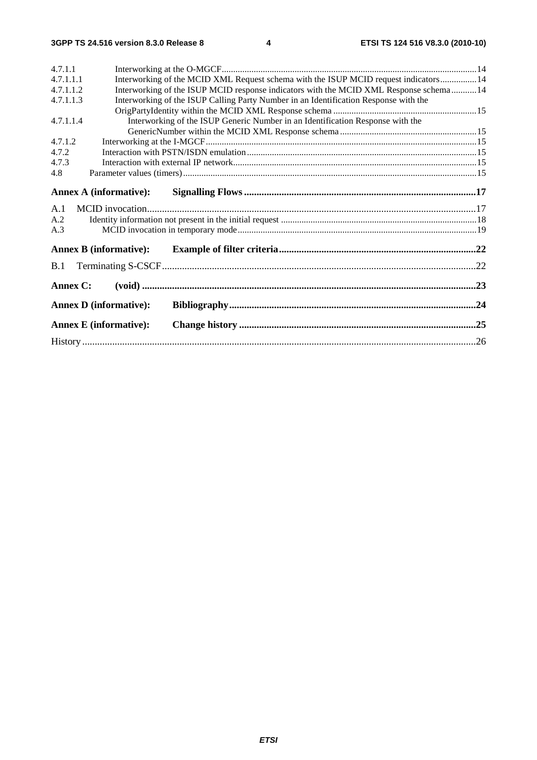4.7.1.1 Interworking at the O-MGCF ..... 14
4.7.1.1.1 Interworking of the MCID XML Request schema with the ISUP MCID request indicators ..... 14
4.7.1.1.2 Interworking of the ISUP MCID response indicators with the MCID XML Response schema ..... 14
4.7.1.1.3 Interworking of the ISUP Calling Party Number in an Identification Response with the OrigPartyIdentity within the MCID XML Response schema ..... 15
4.7.1.1.4 Interworking of the ISUP Generic Number in an Identification Response with the GenericNumber within the MCID XML Response schema ..... 15
4.7.1.2 Interworking at the I-MGCF ..... 15
4.7.2 Interaction with PSTN/ISDN emulation ..... 15
4.7.3 Interaction with external IP network ..... 15
4.8 Parameter values (timers) ..... 15

**Annex A (informative): Signalling Flows ..... 17**

A.1 MCID invocation ..... 17
A.2 Identity information not present in the initial request ..... 18
A.3 MCID invocation in temporary mode ..... 19

**Annex B (informative): Example of filter criteria ..... 22**

B.1 Terminating S-CSCF ..... 22

**Annex C: (void) ..... 23**

**Annex D (informative): Bibliography ..... 24**

**Annex E (informative): Change history ..... 25**

History ..... 26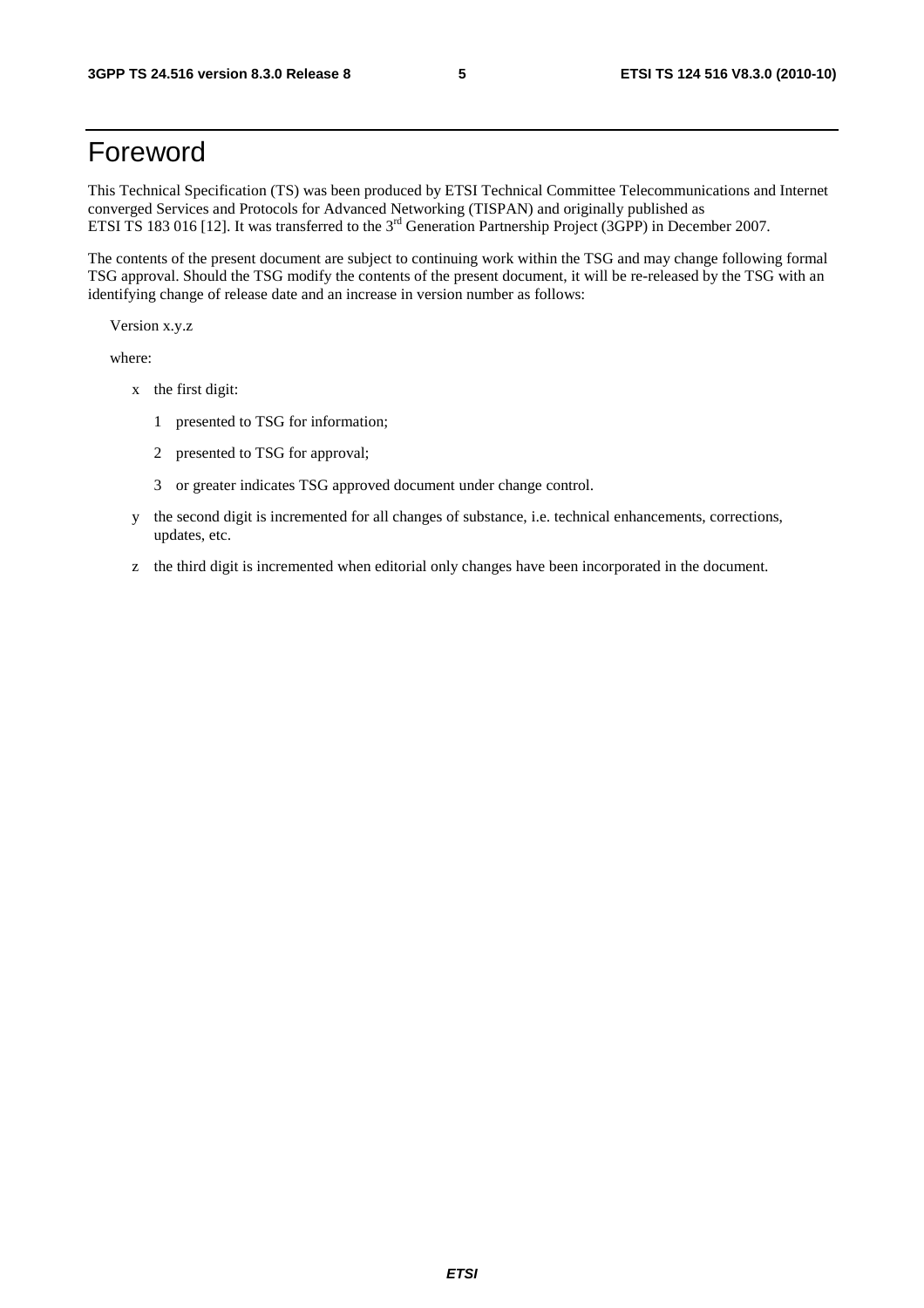# Foreword

This Technical Specification (TS) was been produced by ETSI Technical Committee Telecommunications and Internet converged Services and Protocols for Advanced Networking (TISPAN) and originally published as ETSI TS 183 016 [12]. It was transferred to the 3rd Generation Partnership Project (3GPP) in December 2007.

The contents of the present document are subject to continuing work within the TSG and may change following formal TSG approval. Should the TSG modify the contents of the present document, it will be re-released by the TSG with an identifying change of release date and an increase in version number as follows:

Version x.y.z

where:

- x the first digit:
  - 1 presented to TSG for information;
  - 2 presented to TSG for approval;
  - 3 or greater indicates TSG approved document under change control.
- y the second digit is incremented for all changes of substance, i.e. technical enhancements, corrections, updates, etc.
- z the third digit is incremented when editorial only changes have been incorporated in the document.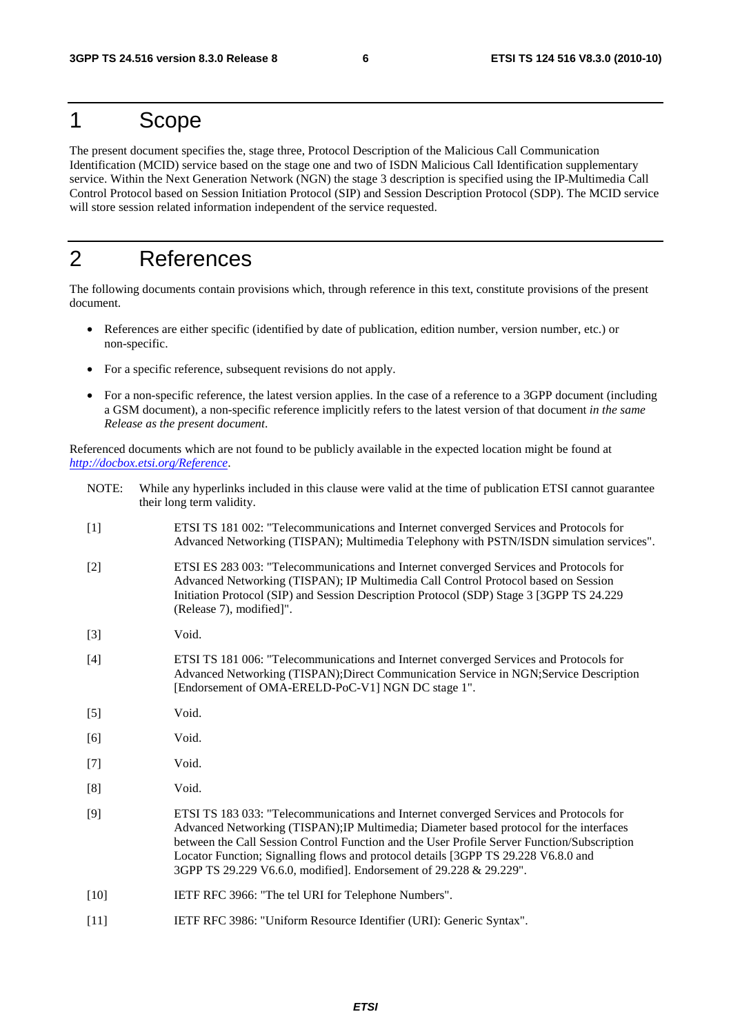# 1 Scope

The present document specifies the, stage three, Protocol Description of the Malicious Call Communication Identification (MCID) service based on the stage one and two of ISDN Malicious Call Identification supplementary service. Within the Next Generation Network (NGN) the stage 3 description is specified using the IP-Multimedia Call Control Protocol based on Session Initiation Protocol (SIP) and Session Description Protocol (SDP). The MCID service will store session related information independent of the service requested.

# 2 References

The following documents contain provisions which, through reference in this text, constitute provisions of the present document.

- References are either specific (identified by date of publication, edition number, version number, etc.) or non-specific.
- For a specific reference, subsequent revisions do not apply.
- For a non-specific reference, the latest version applies. In the case of a reference to a 3GPP document (including a GSM document), a non-specific reference implicitly refers to the latest version of that document *in the same Release as the present document*.

Referenced documents which are not found to be publicly available in the expected location might be found at *http://docbox.etsi.org/Reference*.

NOTE: While any hyperlinks included in this clause were valid at the time of publication ETSI cannot guarantee their long term validity.

[1] ETSI TS 181 002: "Telecommunications and Internet converged Services and Protocols for Advanced Networking (TISPAN); Multimedia Telephony with PSTN/ISDN simulation services".

[2] ETSI ES 283 003: "Telecommunications and Internet converged Services and Protocols for Advanced Networking (TISPAN); IP Multimedia Call Control Protocol based on Session Initiation Protocol (SIP) and Session Description Protocol (SDP) Stage 3 [3GPP TS 24.229 (Release 7), modified]".

[3] Void.

[4] ETSI TS 181 006: "Telecommunications and Internet converged Services and Protocols for Advanced Networking (TISPAN);Direct Communication Service in NGN;Service Description [Endorsement of OMA-ERELD-PoC-V1] NGN DC stage 1".

[5] Void.

[6] Void.

[7] Void.

[8] Void.

[9] ETSI TS 183 033: "Telecommunications and Internet converged Services and Protocols for Advanced Networking (TISPAN);IP Multimedia; Diameter based protocol for the interfaces between the Call Session Control Function and the User Profile Server Function/Subscription Locator Function; Signalling flows and protocol details [3GPP TS 29.228 V6.8.0 and 3GPP TS 29.229 V6.6.0, modified]. Endorsement of 29.228 & 29.229".

[10] IETF RFC 3966: "The tel URI for Telephone Numbers".

[11] IETF RFC 3986: "Uniform Resource Identifier (URI): Generic Syntax".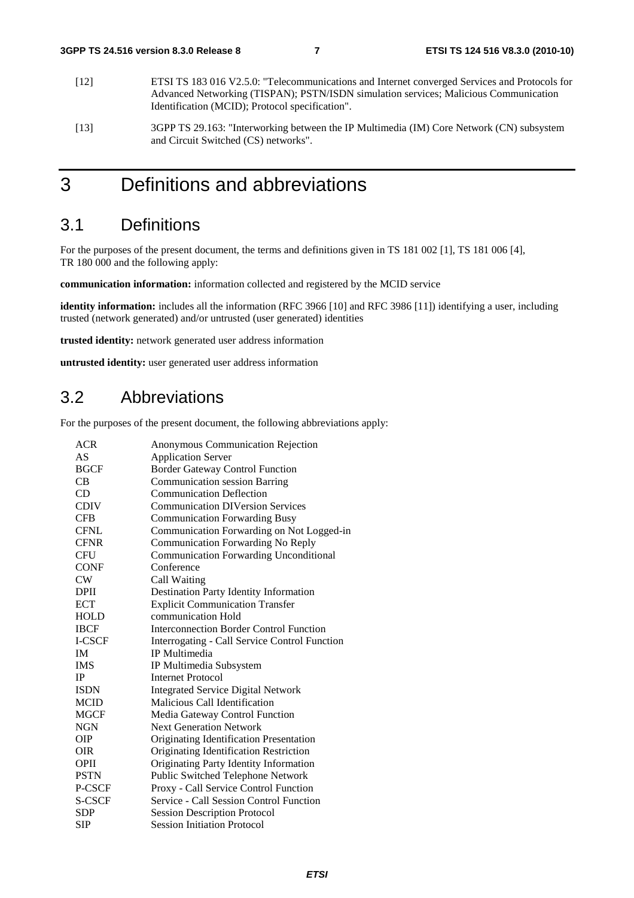[12] ETSI TS 183 016 V2.5.0: "Telecommunications and Internet converged Services and Protocols for Advanced Networking (TISPAN); PSTN/ISDN simulation services; Malicious Communication Identification (MCID); Protocol specification".

[13] 3GPP TS 29.163: "Interworking between the IP Multimedia (IM) Core Network (CN) subsystem and Circuit Switched (CS) networks".

# 3 Definitions and abbreviations

## 3.1 Definitions

For the purposes of the present document, the terms and definitions given in TS 181 002 [1], TS 181 006 [4], TR 180 000 and the following apply:

**communication information:** information collected and registered by the MCID service

**identity information:** includes all the information (RFC 3966 [10] and RFC 3986 [11]) identifying a user, including trusted (network generated) and/or untrusted (user generated) identities

**trusted identity:** network generated user address information

**untrusted identity:** user generated user address information

## 3.2 Abbreviations

For the purposes of the present document, the following abbreviations apply:

| | |
|---|---|
| ACR | Anonymous Communication Rejection |
| AS | Application Server |
| BGCF | Border Gateway Control Function |
| CB | Communication session Barring |
| CD | Communication Deflection |
| CDIV | Communication DIVersion Services |
| CFB | Communication Forwarding Busy |
| CFNL | Communication Forwarding on Not Logged-in |
| CFNR | Communication Forwarding No Reply |
| CFU | Communication Forwarding Unconditional |
| CONF | Conference |
| CW | Call Waiting |
| DPII | Destination Party Identity Information |
| ECT | Explicit Communication Transfer |
| HOLD | communication Hold |
| IBCF | Interconnection Border Control Function |
| I-CSCF | Interrogating - Call Service Control Function |
| IM | IP Multimedia |
| IMS | IP Multimedia Subsystem |
| IP | Internet Protocol |
| ISDN | Integrated Service Digital Network |
| MCID | Malicious Call Identification |
| MGCF | Media Gateway Control Function |
| NGN | Next Generation Network |
| OIP | Originating Identification Presentation |
| OIR | Originating Identification Restriction |
| OPII | Originating Party Identity Information |
| PSTN | Public Switched Telephone Network |
| P-CSCF | Proxy - Call Service Control Function |
| S-CSCF | Service - Call Session Control Function |
| SDP | Session Description Protocol |
| SIP | Session Initiation Protocol |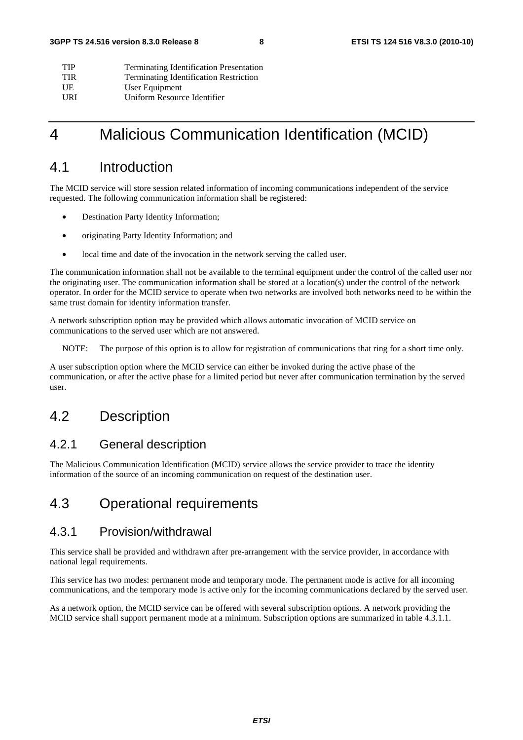| | |
|---|---|
| TIP | Terminating Identification Presentation |
| TIR | Terminating Identification Restriction |
| UE | User Equipment |
| URI | Uniform Resource Identifier |

# 4 Malicious Communication Identification (MCID)

## 4.1 Introduction

The MCID service will store session related information of incoming communications independent of the service requested. The following communication information shall be registered:

- Destination Party Identity Information;
- originating Party Identity Information; and
- local time and date of the invocation in the network serving the called user.

The communication information shall not be available to the terminal equipment under the control of the called user nor the originating user. The communication information shall be stored at a location(s) under the control of the network operator. In order for the MCID service to operate when two networks are involved both networks need to be within the same trust domain for identity information transfer.

A network subscription option may be provided which allows automatic invocation of MCID service on communications to the served user which are not answered.

NOTE: The purpose of this option is to allow for registration of communications that ring for a short time only.

A user subscription option where the MCID service can either be invoked during the active phase of the communication, or after the active phase for a limited period but never after communication termination by the served user.

## 4.2 Description

### 4.2.1 General description

The Malicious Communication Identification (MCID) service allows the service provider to trace the identity information of the source of an incoming communication on request of the destination user.

## 4.3 Operational requirements

### 4.3.1 Provision/withdrawal

This service shall be provided and withdrawn after pre-arrangement with the service provider, in accordance with national legal requirements.

This service has two modes: permanent mode and temporary mode. The permanent mode is active for all incoming communications, and the temporary mode is active only for the incoming communications declared by the served user.

As a network option, the MCID service can be offered with several subscription options. A network providing the MCID service shall support permanent mode at a minimum. Subscription options are summarized in table 4.3.1.1.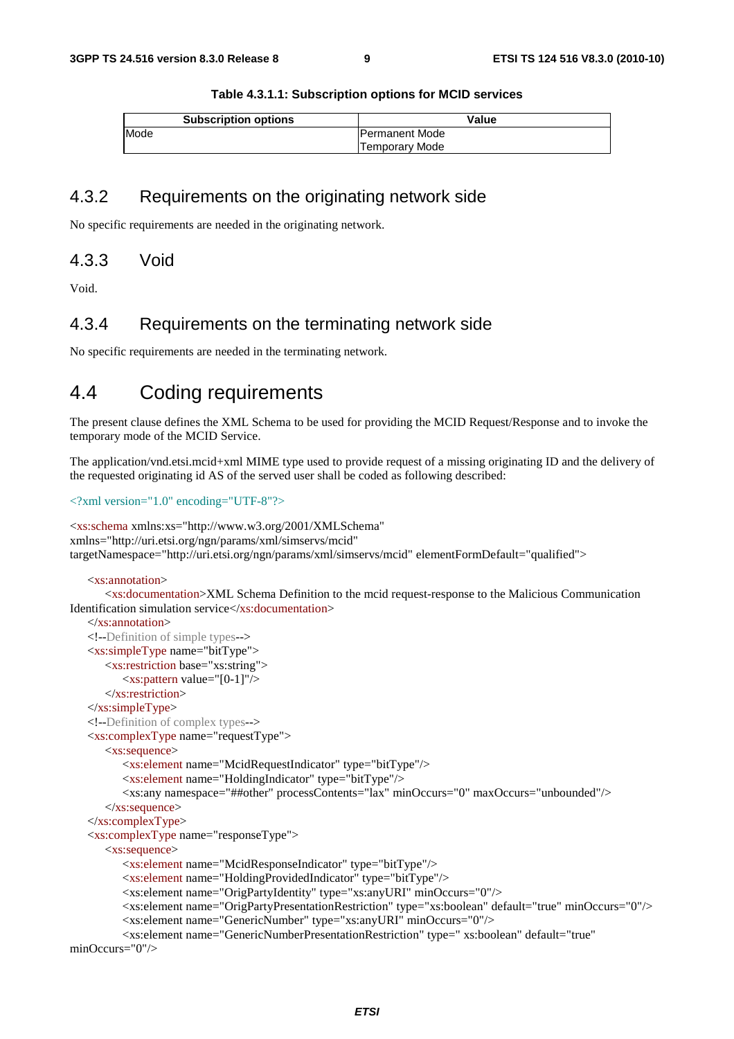**Table 4.3.1.1: Subscription options for MCID services**

| Subscription options | Value |
|---|---|
| Mode | Permanent Mode<br>Temporary Mode |

## 4.3.2 Requirements on the originating network side

No specific requirements are needed in the originating network.

## 4.3.3 Void

Void.

## 4.3.4 Requirements on the terminating network side

No specific requirements are needed in the terminating network.

# 4.4 Coding requirements

The present clause defines the XML Schema to be used for providing the MCID Request/Response and to invoke the temporary mode of the MCID Service.

The application/vnd.etsi.mcid+xml MIME type used to provide request of a missing originating ID and the delivery of the requested originating id AS of the served user shall be coded as following described:

```
<?xml version="1.0" encoding="UTF-8"?>

<xs:schema xmlns:xs="http://www.w3.org/2001/XMLSchema"
xmlns="http://uri.etsi.org/ngn/params/xml/simservs/mcid"
targetNamespace="http://uri.etsi.org/ngn/params/xml/simservs/mcid" elementFormDefault="qualified">

    <xs:annotation>
        <xs:documentation>XML Schema Definition to the mcid request-response to the Malicious Communication
Identification simulation service</xs:documentation>
    </xs:annotation>
    <!--Definition of simple types-->
    <xs:simpleType name="bitType">
        <xs:restriction base="xs:string">
            <xs:pattern value="[0-1]"/>
        </xs:restriction>
    </xs:simpleType>
    <!--Definition of complex types-->
    <xs:complexType name="requestType">
        <xs:sequence>
            <xs:element name="McidRequestIndicator" type="bitType"/>
            <xs:element name="HoldingIndicator" type="bitType"/>
            <xs:any namespace="##other" processContents="lax" minOccurs="0" maxOccurs="unbounded"/>
        </xs:sequence>
    </xs:complexType>
    <xs:complexType name="responseType">
        <xs:sequence>
            <xs:element name="McidResponseIndicator" type="bitType"/>
            <xs:element name="HoldingProvidedIndicator" type="bitType"/>
            <xs:element name="OrigPartyIdentity" type="xs:anyURI" minOccurs="0"/>
            <xs:element name="OrigPartyPresentationRestriction" type="xs:boolean" default="true" minOccurs="0"/>
            <xs:element name="GenericNumber" type="xs:anyURI" minOccurs="0"/>
            <xs:element name="GenericNumberPresentationRestriction" type=" xs:boolean" default="true"
minOccurs="0"/>
```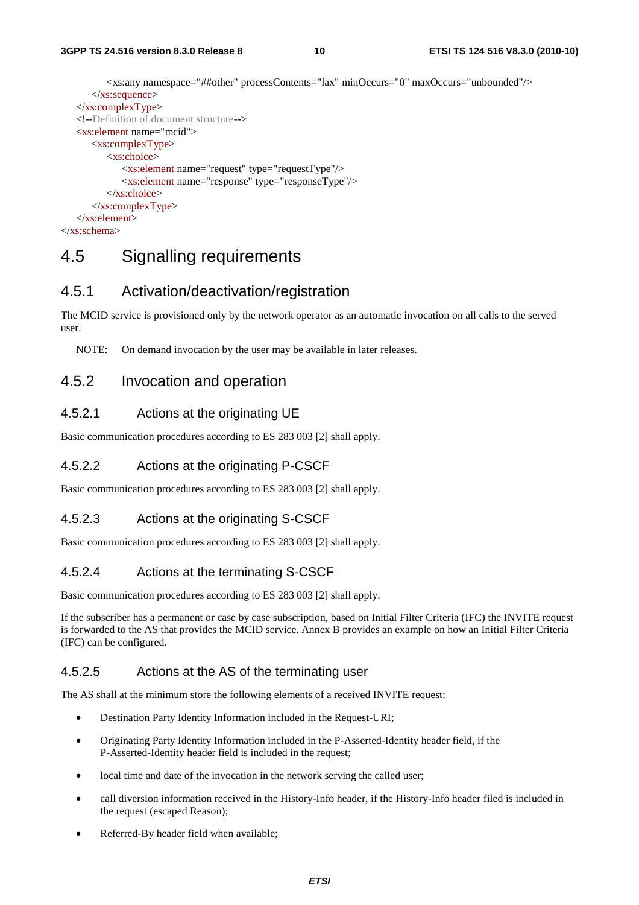```xml
            <xs:any namespace="##other" processContents="lax" minOccurs="0" maxOccurs="unbounded"/>
        </xs:sequence>
    </xs:complexType>
    <!--Definition of document structure-->
    <xs:element name="mcid">
        <xs:complexType>
            <xs:choice>
                <xs:element name="request" type="requestType"/>
                <xs:element name="response" type="responseType"/>
            </xs:choice>
        </xs:complexType>
    </xs:element>
</xs:schema>
```

## 4.5 Signalling requirements

### 4.5.1 Activation/deactivation/registration

The MCID service is provisioned only by the network operator as an automatic invocation on all calls to the served user.

NOTE: On demand invocation by the user may be available in later releases.

### 4.5.2 Invocation and operation

#### 4.5.2.1 Actions at the originating UE

Basic communication procedures according to ES 283 003 [2] shall apply.

#### 4.5.2.2 Actions at the originating P-CSCF

Basic communication procedures according to ES 283 003 [2] shall apply.

#### 4.5.2.3 Actions at the originating S-CSCF

Basic communication procedures according to ES 283 003 [2] shall apply.

#### 4.5.2.4 Actions at the terminating S-CSCF

Basic communication procedures according to ES 283 003 [2] shall apply.

If the subscriber has a permanent or case by case subscription, based on Initial Filter Criteria (IFC) the INVITE request is forwarded to the AS that provides the MCID service. Annex B provides an example on how an Initial Filter Criteria (IFC) can be configured.

#### 4.5.2.5 Actions at the AS of the terminating user

The AS shall at the minimum store the following elements of a received INVITE request:

- Destination Party Identity Information included in the Request-URI;
- Originating Party Identity Information included in the P-Asserted-Identity header field, if the P-Asserted-Identity header field is included in the request;
- local time and date of the invocation in the network serving the called user;
- call diversion information received in the History-Info header, if the History-Info header filed is included in the request (escaped Reason);
- Referred-By header field when available;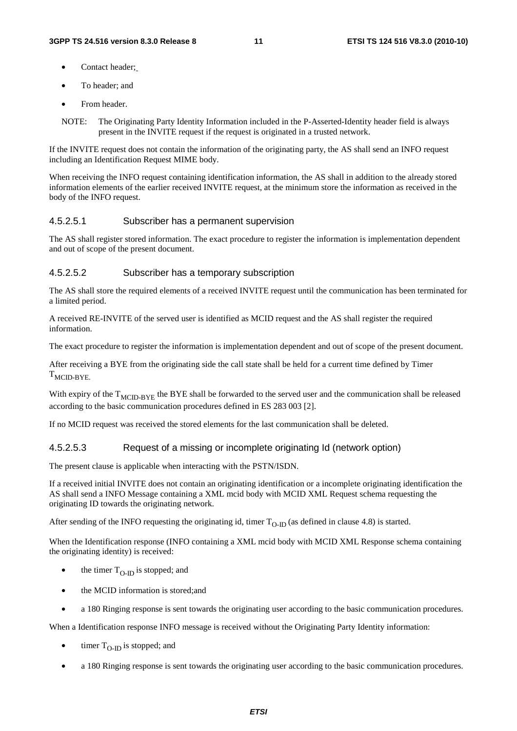- Contact header;
- To header; and
- From header.

NOTE: The Originating Party Identity Information included in the P-Asserted-Identity header field is always present in the INVITE request if the request is originated in a trusted network.

If the INVITE request does not contain the information of the originating party, the AS shall send an INFO request including an Identification Request MIME body.

When receiving the INFO request containing identification information, the AS shall in addition to the already stored information elements of the earlier received INVITE request, at the minimum store the information as received in the body of the INFO request.

#### 4.5.2.5.1 Subscriber has a permanent supervision

The AS shall register stored information. The exact procedure to register the information is implementation dependent and out of scope of the present document.

#### 4.5.2.5.2 Subscriber has a temporary subscription

The AS shall store the required elements of a received INVITE request until the communication has been terminated for a limited period.

A received RE-INVITE of the served user is identified as MCID request and the AS shall register the required information.

The exact procedure to register the information is implementation dependent and out of scope of the present document.

After receiving a BYE from the originating side the call state shall be held for a current time defined by Timer $T_{MCID\text{-}BYE}$.

With expiry of the $T_{MCID\text{-}BYE}$ the BYE shall be forwarded to the served user and the communication shall be released according to the basic communication procedures defined in ES 283 003 [2].

If no MCID request was received the stored elements for the last communication shall be deleted.

#### 4.5.2.5.3 Request of a missing or incomplete originating Id (network option)

The present clause is applicable when interacting with the PSTN/ISDN.

If a received initial INVITE does not contain an originating identification or a incomplete originating identification the AS shall send a INFO Message containing a XML mcid body with MCID XML Request schema requesting the originating ID towards the originating network.

After sending of the INFO requesting the originating id, timer $T_{O\text{-}ID}$ (as defined in clause 4.8) is started.

When the Identification response (INFO containing a XML mcid body with MCID XML Response schema containing the originating identity) is received:

- the timer $T_{O\text{-}ID}$ is stopped; and
- the MCID information is stored;and
- a 180 Ringing response is sent towards the originating user according to the basic communication procedures.

When a Identification response INFO message is received without the Originating Party Identity information:

- timer $T_{O\text{-}ID}$ is stopped; and
- a 180 Ringing response is sent towards the originating user according to the basic communication procedures.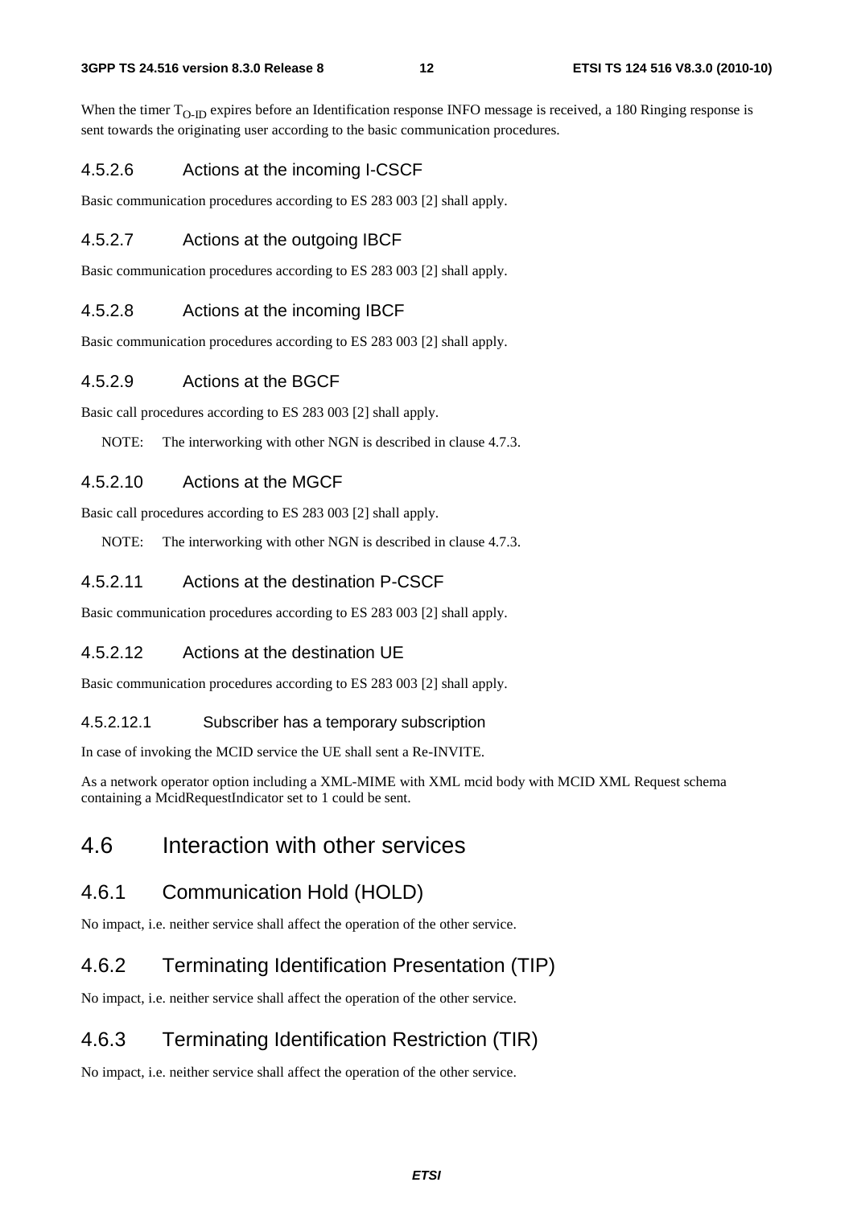When the timer $T_{O-ID}$ expires before an Identification response INFO message is received, a 180 Ringing response is sent towards the originating user according to the basic communication procedures.

### 4.5.2.6 Actions at the incoming I-CSCF

Basic communication procedures according to ES 283 003 [2] shall apply.

### 4.5.2.7 Actions at the outgoing IBCF

Basic communication procedures according to ES 283 003 [2] shall apply.

### 4.5.2.8 Actions at the incoming IBCF

Basic communication procedures according to ES 283 003 [2] shall apply.

### 4.5.2.9 Actions at the BGCF

Basic call procedures according to ES 283 003 [2] shall apply.

NOTE: The interworking with other NGN is described in clause 4.7.3.

### 4.5.2.10 Actions at the MGCF

Basic call procedures according to ES 283 003 [2] shall apply.

NOTE: The interworking with other NGN is described in clause 4.7.3.

### 4.5.2.11 Actions at the destination P-CSCF

Basic communication procedures according to ES 283 003 [2] shall apply.

### 4.5.2.12 Actions at the destination UE

Basic communication procedures according to ES 283 003 [2] shall apply.

#### 4.5.2.12.1 Subscriber has a temporary subscription

In case of invoking the MCID service the UE shall sent a Re-INVITE.

As a network operator option including a XML-MIME with XML mcid body with MCID XML Request schema containing a McidRequestIndicator set to 1 could be sent.

# 4.6 Interaction with other services

## 4.6.1 Communication Hold (HOLD)

No impact, i.e. neither service shall affect the operation of the other service.

## 4.6.2 Terminating Identification Presentation (TIP)

No impact, i.e. neither service shall affect the operation of the other service.

## 4.6.3 Terminating Identification Restriction (TIR)

No impact, i.e. neither service shall affect the operation of the other service.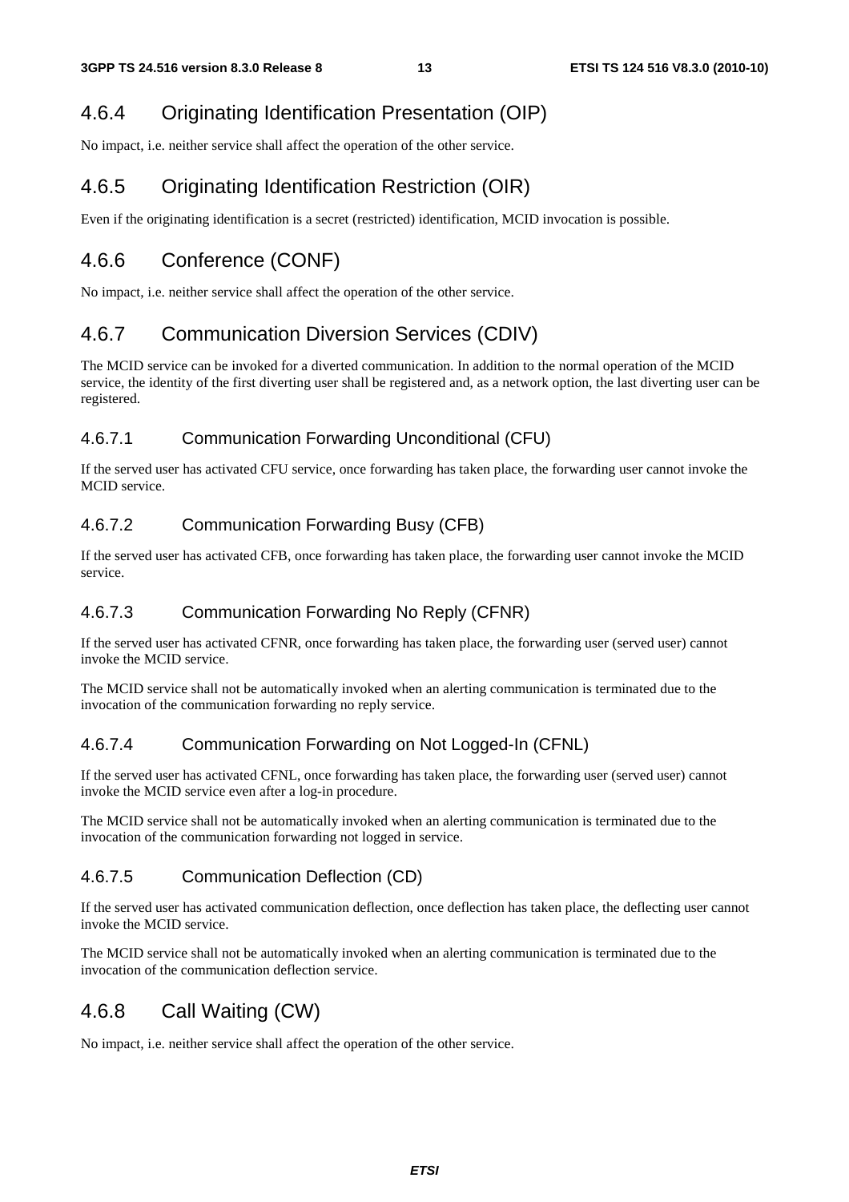### 4.6.4 Originating Identification Presentation (OIP)

No impact, i.e. neither service shall affect the operation of the other service.

### 4.6.5 Originating Identification Restriction (OIR)

Even if the originating identification is a secret (restricted) identification, MCID invocation is possible.

### 4.6.6 Conference (CONF)

No impact, i.e. neither service shall affect the operation of the other service.

### 4.6.7 Communication Diversion Services (CDIV)

The MCID service can be invoked for a diverted communication. In addition to the normal operation of the MCID service, the identity of the first diverting user shall be registered and, as a network option, the last diverting user can be registered.

#### 4.6.7.1 Communication Forwarding Unconditional (CFU)

If the served user has activated CFU service, once forwarding has taken place, the forwarding user cannot invoke the MCID service.

#### 4.6.7.2 Communication Forwarding Busy (CFB)

If the served user has activated CFB, once forwarding has taken place, the forwarding user cannot invoke the MCID service.

#### 4.6.7.3 Communication Forwarding No Reply (CFNR)

If the served user has activated CFNR, once forwarding has taken place, the forwarding user (served user) cannot invoke the MCID service.

The MCID service shall not be automatically invoked when an alerting communication is terminated due to the invocation of the communication forwarding no reply service.

#### 4.6.7.4 Communication Forwarding on Not Logged-In (CFNL)

If the served user has activated CFNL, once forwarding has taken place, the forwarding user (served user) cannot invoke the MCID service even after a log-in procedure.

The MCID service shall not be automatically invoked when an alerting communication is terminated due to the invocation of the communication forwarding not logged in service.

#### 4.6.7.5 Communication Deflection (CD)

If the served user has activated communication deflection, once deflection has taken place, the deflecting user cannot invoke the MCID service.

The MCID service shall not be automatically invoked when an alerting communication is terminated due to the invocation of the communication deflection service.

### 4.6.8 Call Waiting (CW)

No impact, i.e. neither service shall affect the operation of the other service.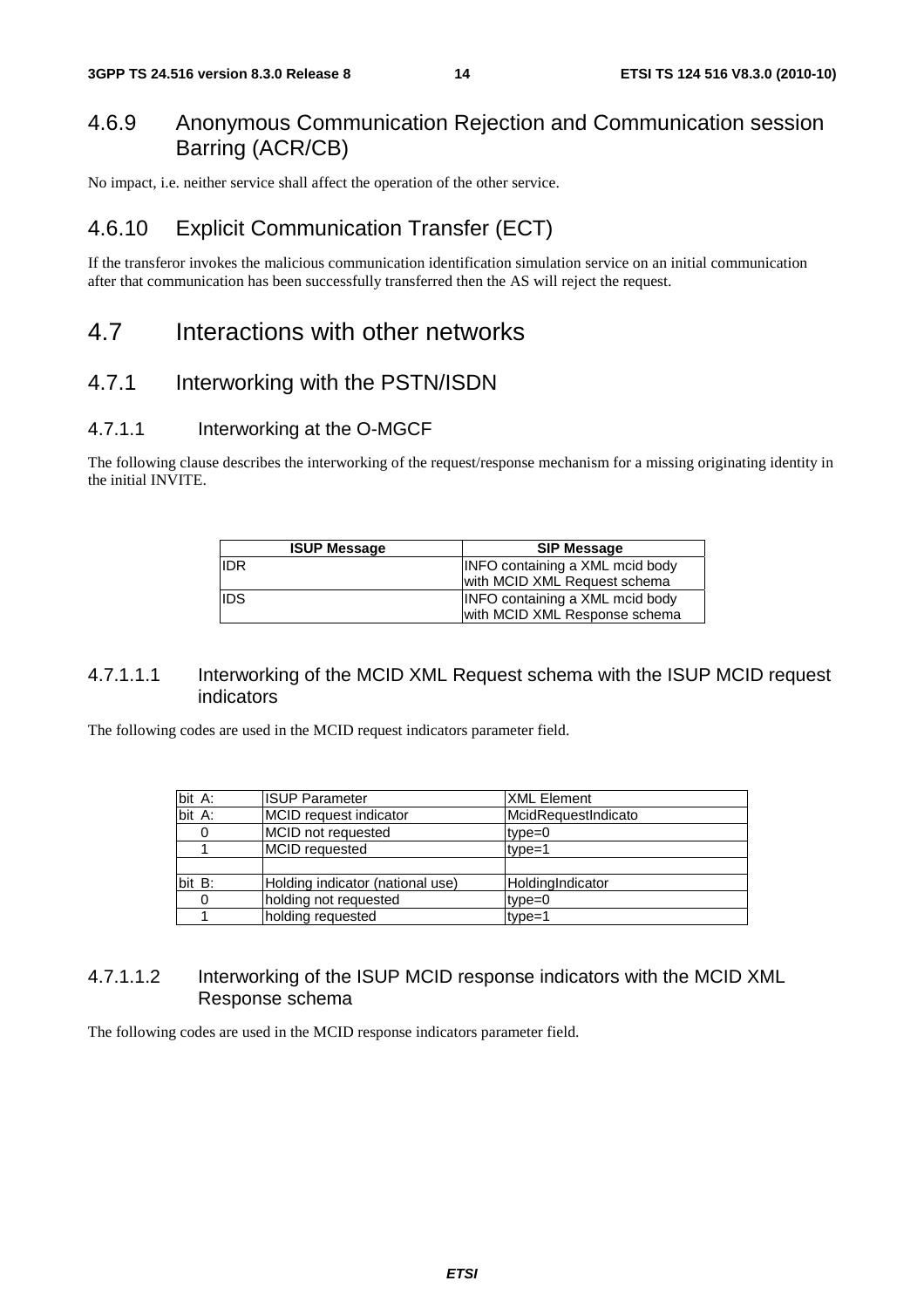### 4.6.9 Anonymous Communication Rejection and Communication session Barring (ACR/CB)

No impact, i.e. neither service shall affect the operation of the other service.

### 4.6.10 Explicit Communication Transfer (ECT)

If the transferor invokes the malicious communication identification simulation service on an initial communication after that communication has been successfully transferred then the AS will reject the request.

## 4.7 Interactions with other networks

### 4.7.1 Interworking with the PSTN/ISDN

#### 4.7.1.1 Interworking at the O-MGCF

The following clause describes the interworking of the request/response mechanism for a missing originating identity in the initial INVITE.

| ISUP Message | SIP Message |
|---|---|
| IDR | INFO containing a XML mcid body with MCID XML Request schema |
| IDS | INFO containing a XML mcid body with MCID XML Response schema |

##### 4.7.1.1.1 Interworking of the MCID XML Request schema with the ISUP MCID request indicators

The following codes are used in the MCID request indicators parameter field.

| bit A: | ISUP Parameter | XML Element |
|---|---|---|
| bit A: | MCID request indicator | McidRequestIndicato |
| 0 | MCID not requested | type=0 |
| 1 | MCID requested | type=1 |
| | | |
| bit B: | Holding indicator (national use) | HoldingIndicator |
| 0 | holding not requested | type=0 |
| 1 | holding requested | type=1 |

##### 4.7.1.1.2 Interworking of the ISUP MCID response indicators with the MCID XML Response schema

The following codes are used in the MCID response indicators parameter field.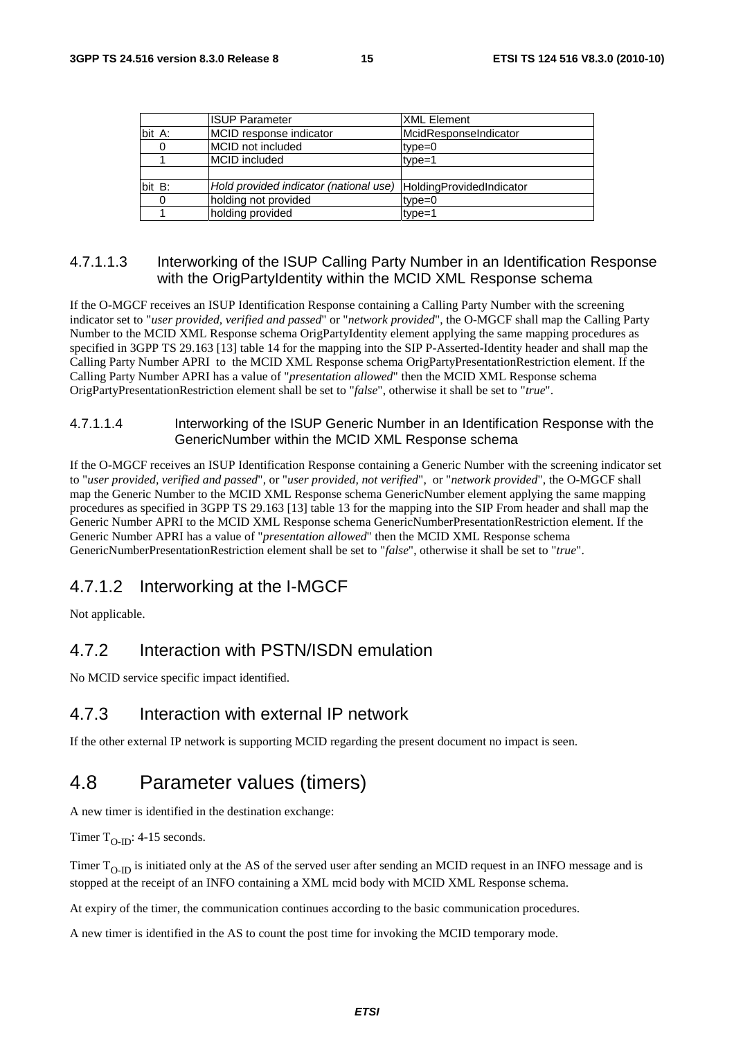|  | ISUP Parameter | XML Element |
| --- | --- | --- |
| bit A: | MCID response indicator | McidResponseIndicator |
| 0 | MCID not included | type=0 |
| 1 | MCID included | type=1 |
|  |  |  |
| bit B: | *Hold provided indicator (national use)* | HoldingProvidedIndicator |
| 0 | holding not provided | type=0 |
| 1 | holding provided | type=1 |

##### 4.7.1.1.3 Interworking of the ISUP Calling Party Number in an Identification Response with the OrigPartyIdentity within the MCID XML Response schema

If the O-MGCF receives an ISUP Identification Response containing a Calling Party Number with the screening indicator set to "*user provided, verified and passed*" or "*network provided*", the O-MGCF shall map the Calling Party Number to the MCID XML Response schema OrigPartyIdentity element applying the same mapping procedures as specified in 3GPP TS 29.163 [13] table 14 for the mapping into the SIP P-Asserted-Identity header and shall map the Calling Party Number APRI to the MCID XML Response schema OrigPartyPresentationRestriction element. If the Calling Party Number APRI has a value of "*presentation allowed*" then the MCID XML Response schema OrigPartyPresentationRestriction element shall be set to "*false*", otherwise it shall be set to "*true*".

##### 4.7.1.1.4 Interworking of the ISUP Generic Number in an Identification Response with the GenericNumber within the MCID XML Response schema

If the O-MGCF receives an ISUP Identification Response containing a Generic Number with the screening indicator set to "*user provided, verified and passed*", or "*user provided, not verified*", or "*network provided*", the O-MGCF shall map the Generic Number to the MCID XML Response schema GenericNumber element applying the same mapping procedures as specified in 3GPP TS 29.163 [13] table 13 for the mapping into the SIP From header and shall map the Generic Number APRI to the MCID XML Response schema GenericNumberPresentationRestriction element. If the Generic Number APRI has a value of "*presentation allowed*" then the MCID XML Response schema GenericNumberPresentationRestriction element shall be set to "*false*", otherwise it shall be set to "*true*".

### 4.7.1.2 Interworking at the I-MGCF

Not applicable.

### 4.7.2 Interaction with PSTN/ISDN emulation

No MCID service specific impact identified.

### 4.7.3 Interaction with external IP network

If the other external IP network is supporting MCID regarding the present document no impact is seen.

## 4.8 Parameter values (timers)

A new timer is identified in the destination exchange:

Timer $T_{O\text{-}ID}$: 4-15 seconds.

Timer $T_{O\text{-}ID}$ is initiated only at the AS of the served user after sending an MCID request in an INFO message and is stopped at the receipt of an INFO containing a XML mcid body with MCID XML Response schema.

At expiry of the timer, the communication continues according to the basic communication procedures.

A new timer is identified in the AS to count the post time for invoking the MCID temporary mode.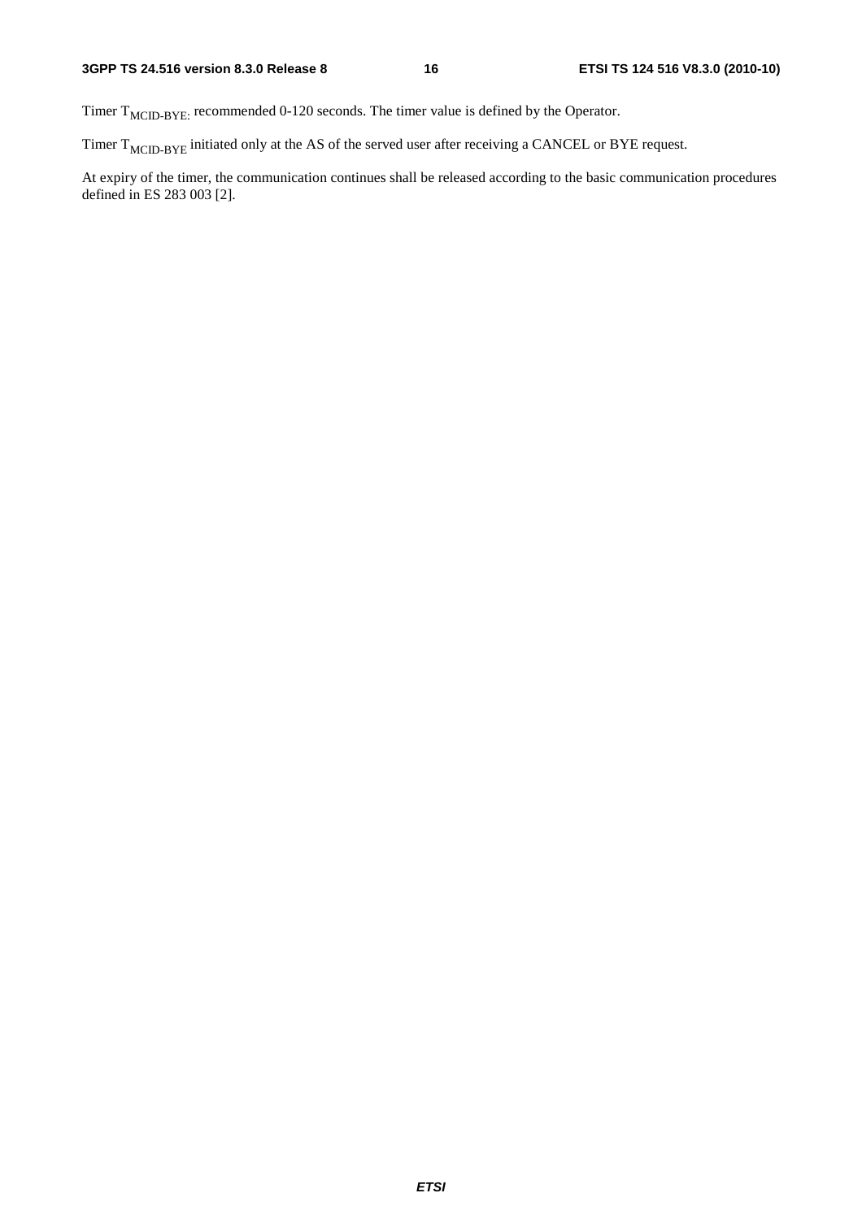Timer $T_{MCID-BYE:}$ recommended 0-120 seconds. The timer value is defined by the Operator.

Timer $T_{MCID-BYE}$ initiated only at the AS of the served user after receiving a CANCEL or BYE request.

At expiry of the timer, the communication continues shall be released according to the basic communication procedures defined in ES 283 003 [2].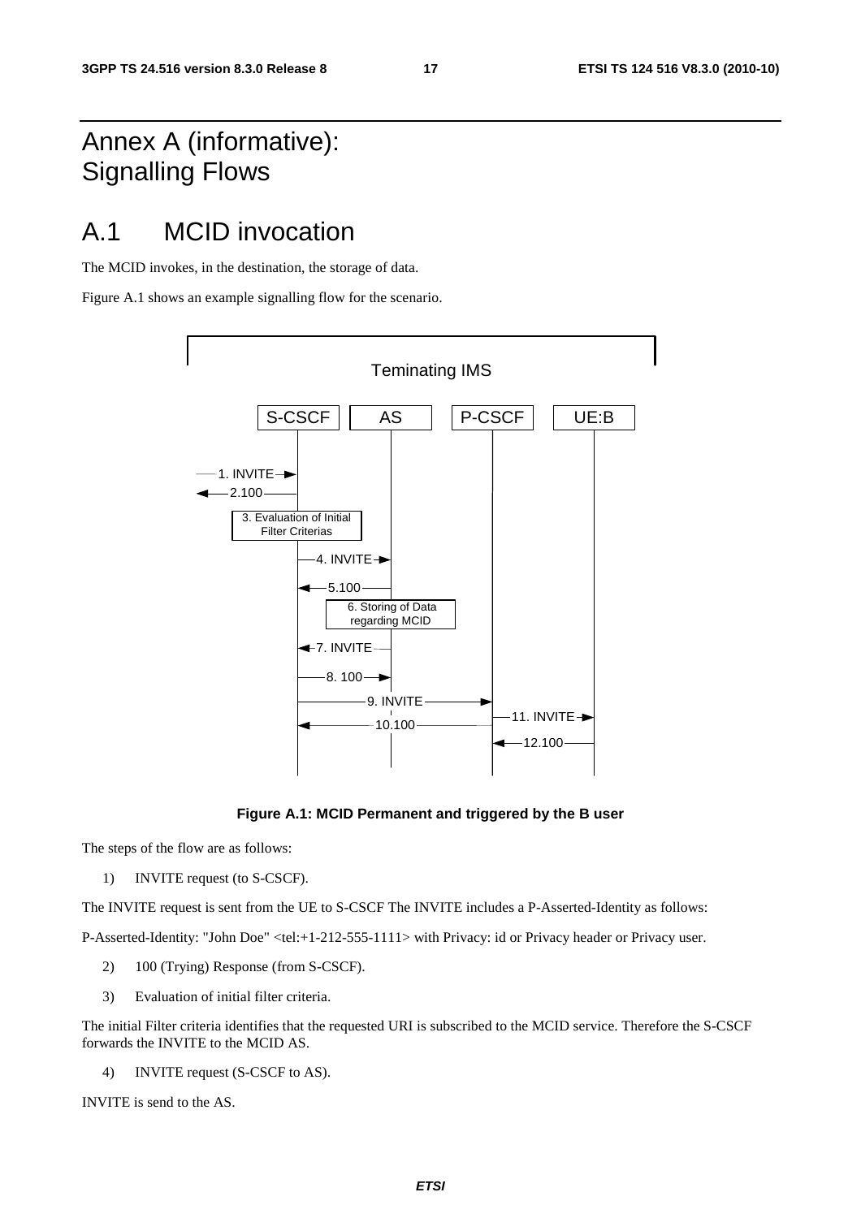# Annex A (informative): Signalling Flows

## A.1 MCID invocation

The MCID invokes, in the destination, the storage of data.

Figure A.1 shows an example signalling flow for the scenario.

**Figure A.1: MCID Permanent and triggered by the B user**

The steps of the flow are as follows:

1) INVITE request (to S-CSCF).

The INVITE request is sent from the UE to S-CSCF The INVITE includes a P-Asserted-Identity as follows:

P-Asserted-Identity: "John Doe" <tel:+1-212-555-1111> with Privacy: id or Privacy header or Privacy user.

2) 100 (Trying) Response (from S-CSCF).

3) Evaluation of initial filter criteria.

The initial Filter criteria identifies that the requested URI is subscribed to the MCID service. Therefore the S-CSCF forwards the INVITE to the MCID AS.

4) INVITE request (S-CSCF to AS).

INVITE is send to the AS.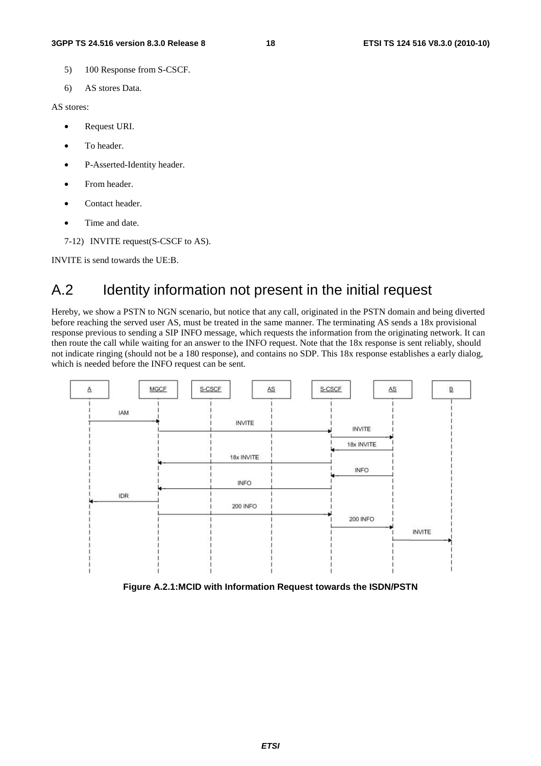5) 100 Response from S-CSCF.

6) AS stores Data.

AS stores:

- Request URI.
- To header.
- P-Asserted-Identity header.
- From header.
- Contact header.
- Time and date.

7-12) INVITE request(S-CSCF to AS).

INVITE is send towards the UE:B.

# A.2 Identity information not present in the initial request

Hereby, we show a PSTN to NGN scenario, but notice that any call, originated in the PSTN domain and being diverted before reaching the served user AS, must be treated in the same manner. The terminating AS sends a 18x provisional response previous to sending a SIP INFO message, which requests the information from the originating network. It can then route the call while waiting for an answer to the INFO request. Note that the 18x response is sent reliably, should not indicate ringing (should not be a 180 response), and contains no SDP. This 18x response establishes a early dialog, which is needed before the INFO request can be sent.

**Figure A.2.1:MCID with Information Request towards the ISDN/PSTN**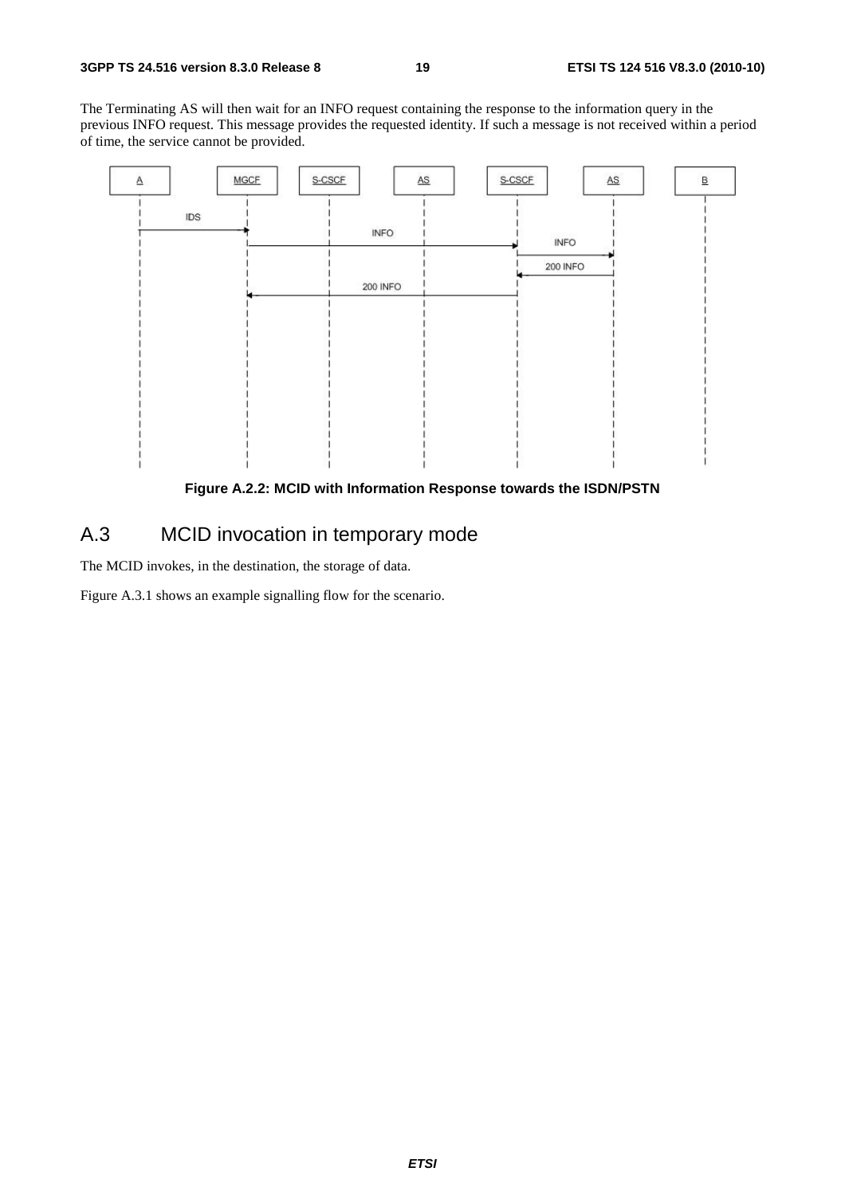The Terminating AS will then wait for an INFO request containing the response to the information query in the previous INFO request. This message provides the requested identity. If such a message is not received within a period of time, the service cannot be provided.

**Figure A.2.2: MCID with Information Response towards the ISDN/PSTN**

# A.3 MCID invocation in temporary mode

The MCID invokes, in the destination, the storage of data.

Figure A.3.1 shows an example signalling flow for the scenario.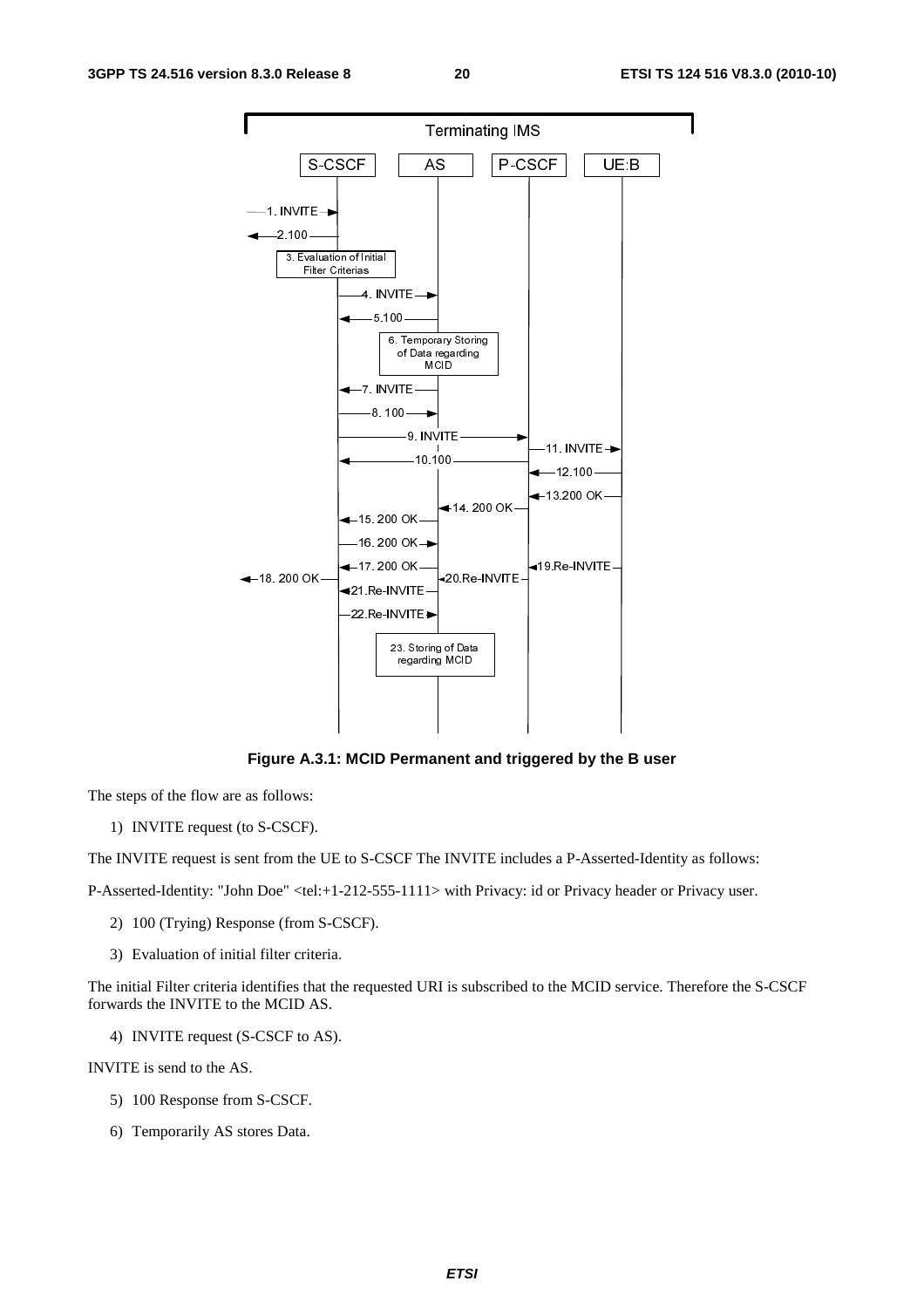**Figure A.3.1: MCID Permanent and triggered by the B user**

The steps of the flow are as follows:

1) INVITE request (to S-CSCF).

The INVITE request is sent from the UE to S-CSCF The INVITE includes a P-Asserted-Identity as follows:

P-Asserted-Identity: "John Doe" <tel:+1-212-555-1111> with Privacy: id or Privacy header or Privacy user.

2) 100 (Trying) Response (from S-CSCF).

3) Evaluation of initial filter criteria.

The initial Filter criteria identifies that the requested URI is subscribed to the MCID service. Therefore the S-CSCF forwards the INVITE to the MCID AS.

4) INVITE request (S-CSCF to AS).

INVITE is send to the AS.

5) 100 Response from S-CSCF.

6) Temporarily AS stores Data.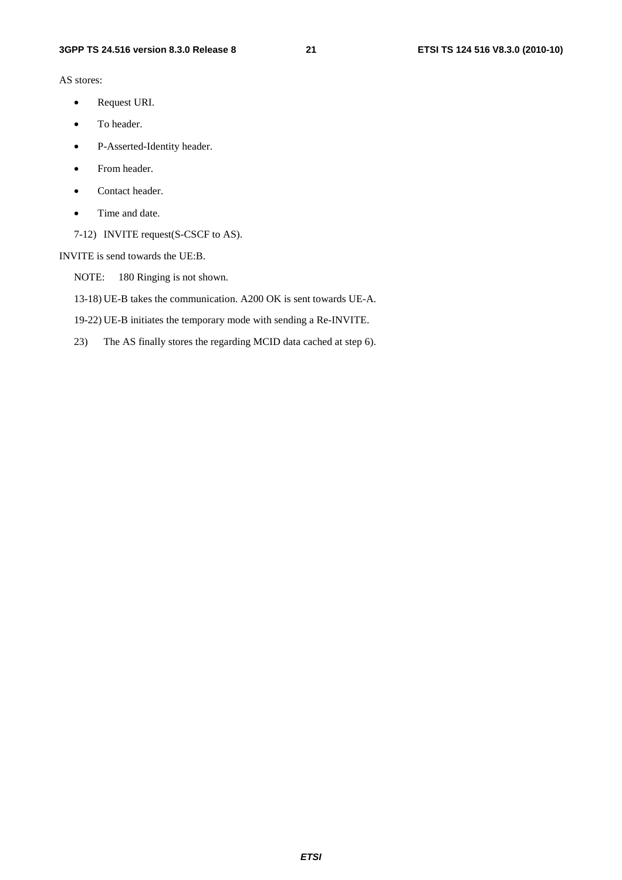AS stores:

- Request URI.
- To header.
- P-Asserted-Identity header.
- From header.
- Contact header.
- Time and date.

7-12) INVITE request(S-CSCF to AS).

INVITE is send towards the UE:B.

NOTE: 180 Ringing is not shown.

13-18) UE-B takes the communication. A200 OK is sent towards UE-A.

19-22) UE-B initiates the temporary mode with sending a Re-INVITE.

23) The AS finally stores the regarding MCID data cached at step 6).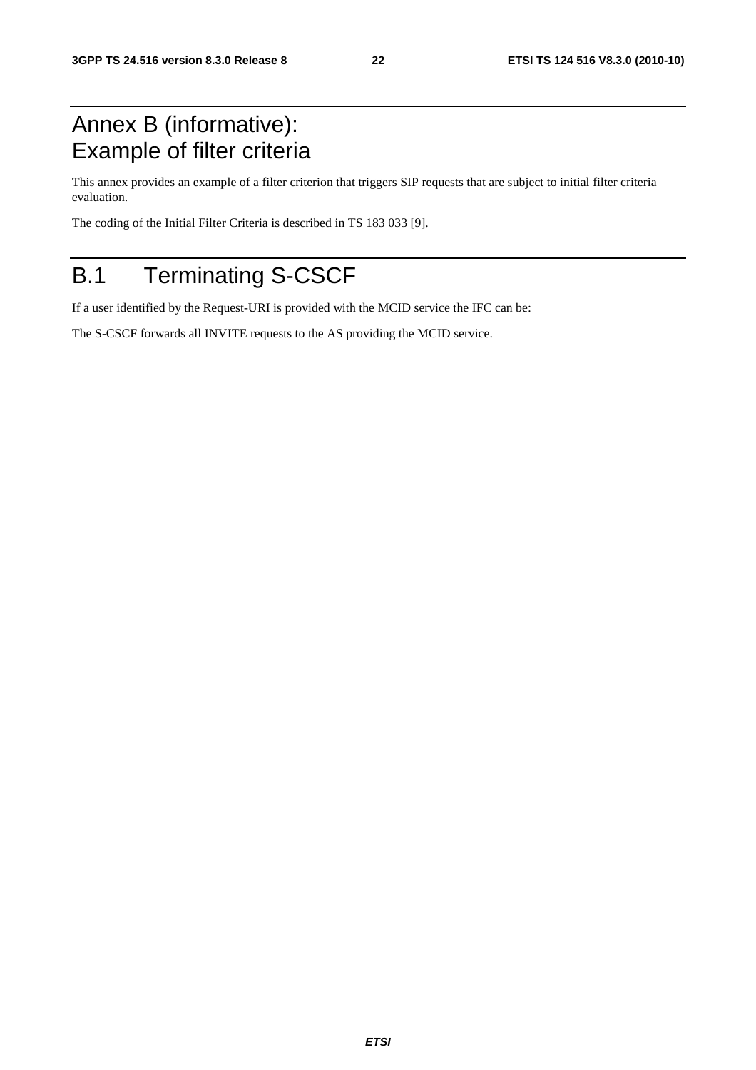# Annex B (informative): Example of filter criteria

This annex provides an example of a filter criterion that triggers SIP requests that are subject to initial filter criteria evaluation.

The coding of the Initial Filter Criteria is described in TS 183 033 [9].

# B.1 Terminating S-CSCF

If a user identified by the Request-URI is provided with the MCID service the IFC can be:

The S-CSCF forwards all INVITE requests to the AS providing the MCID service.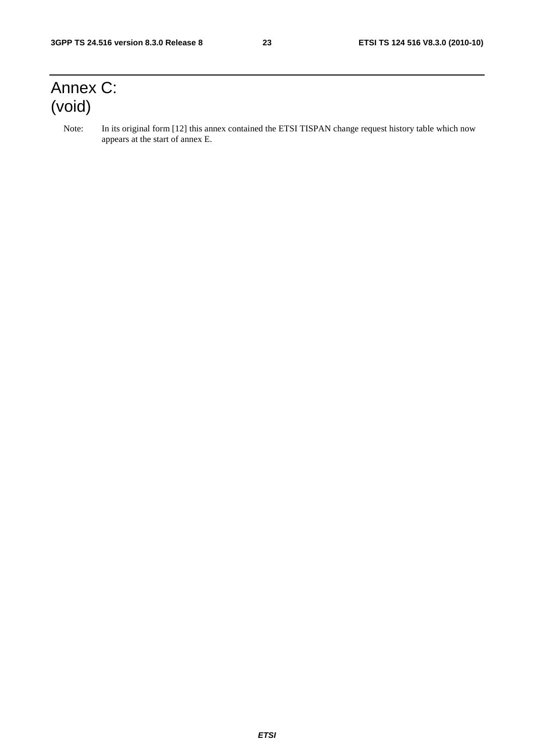# Annex C: (void)

Note: In its original form [12] this annex contained the ETSI TISPAN change request history table which now appears at the start of annex E.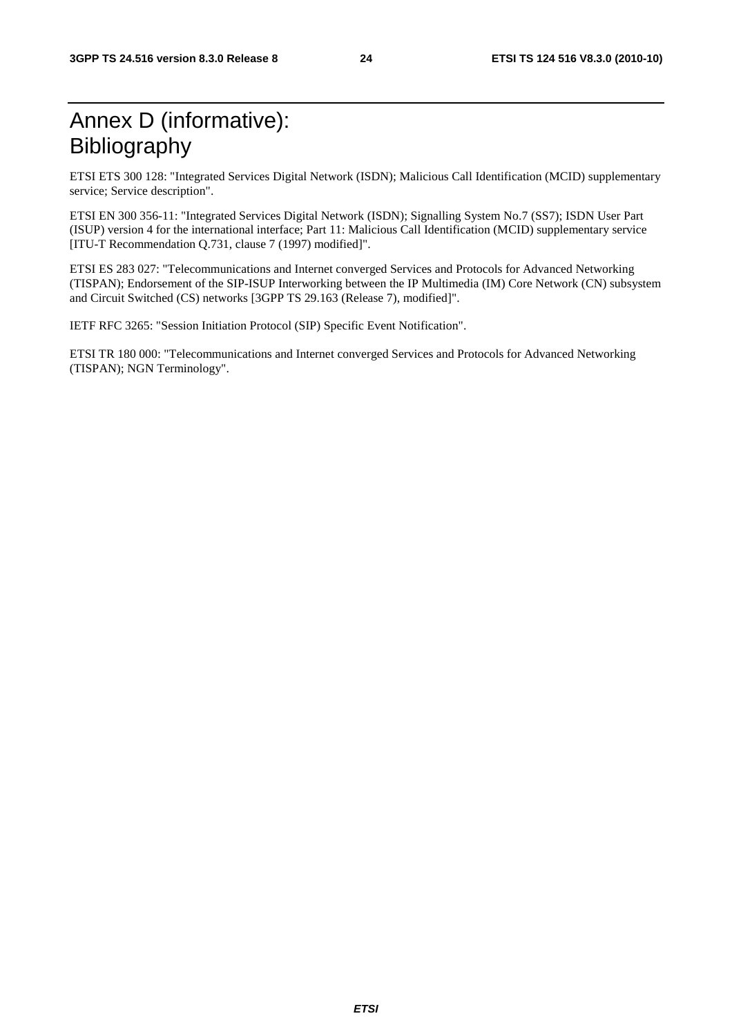# Annex D (informative): Bibliography

ETSI ETS 300 128: "Integrated Services Digital Network (ISDN); Malicious Call Identification (MCID) supplementary service; Service description".

ETSI EN 300 356-11: "Integrated Services Digital Network (ISDN); Signalling System No.7 (SS7); ISDN User Part (ISUP) version 4 for the international interface; Part 11: Malicious Call Identification (MCID) supplementary service [ITU-T Recommendation Q.731, clause 7 (1997) modified]".

ETSI ES 283 027: "Telecommunications and Internet converged Services and Protocols for Advanced Networking (TISPAN); Endorsement of the SIP-ISUP Interworking between the IP Multimedia (IM) Core Network (CN) subsystem and Circuit Switched (CS) networks [3GPP TS 29.163 (Release 7), modified]".

IETF RFC 3265: "Session Initiation Protocol (SIP) Specific Event Notification".

ETSI TR 180 000: "Telecommunications and Internet converged Services and Protocols for Advanced Networking (TISPAN); NGN Terminology".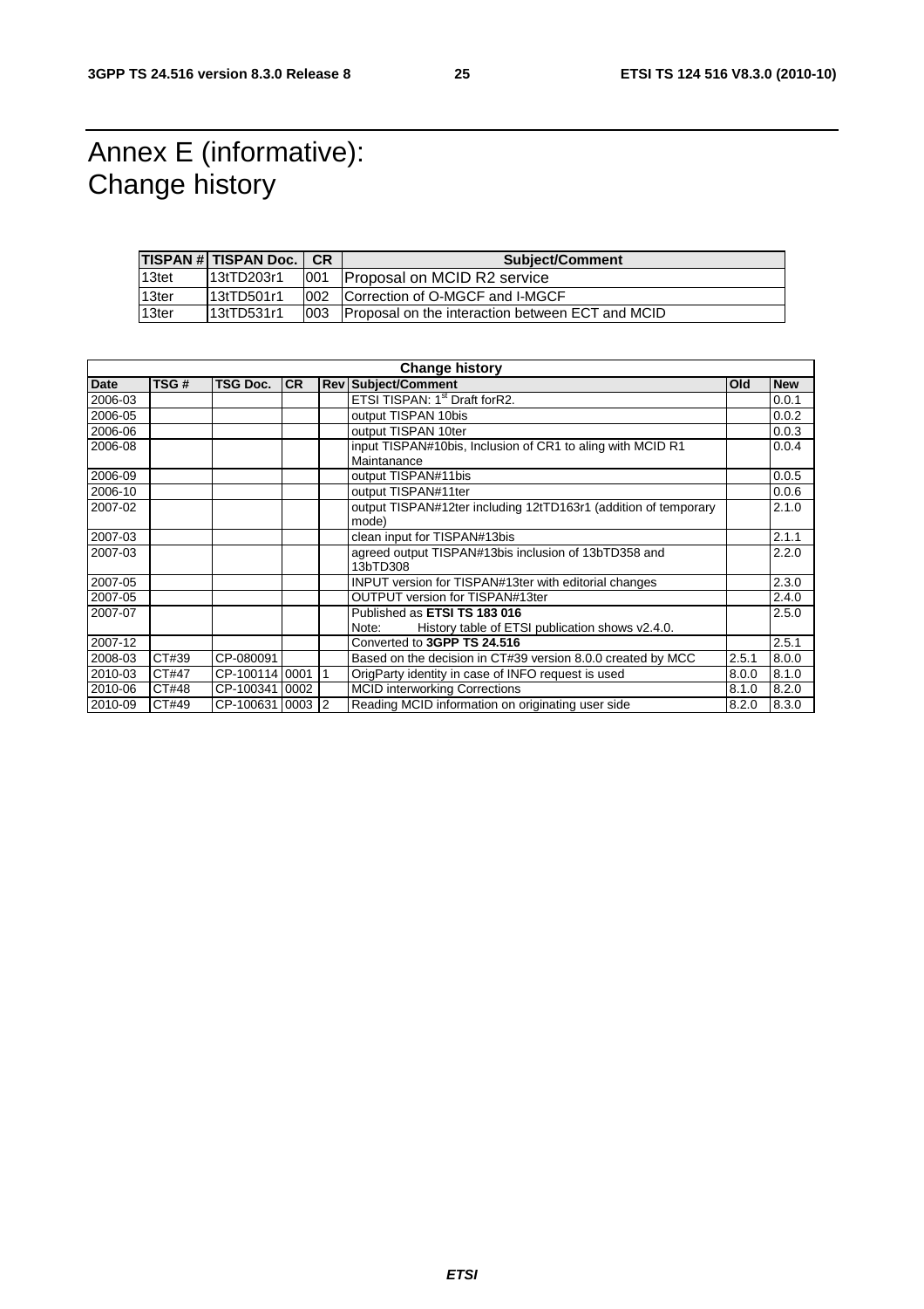# Annex E (informative): Change history

| TISPAN # | TISPAN Doc. | CR | Subject/Comment |
|---|---|---|---|
| 13tet | 13tTD203r1 | 001 | Proposal on MCID R2 service |
| 13ter | 13tTD501r1 | 002 | Correction of O-MGCF and I-MGCF |
| 13ter | 13tTD531r1 | 003 | Proposal on the interaction between ECT and MCID |

| Change history | | | | | | | |
|---|---|---|---|---|---|---|---|
| **Date** | **TSG #** | **TSG Doc.** | **CR** | **Rev** | **Subject/Comment** | **Old** | **New** |
| 2006-03 | | | | | ETSI TISPAN: 1st Draft forR2. | | 0.0.1 |
| 2006-05 | | | | | output TISPAN 10bis | | 0.0.2 |
| 2006-06 | | | | | output TISPAN 10ter | | 0.0.3 |
| 2006-08 | | | | | input TISPAN#10bis, Inclusion of CR1 to aling with MCID R1 Maintanance | | 0.0.4 |
| 2006-09 | | | | | output TISPAN#11bis | | 0.0.5 |
| 2006-10 | | | | | output TISPAN#11ter | | 0.0.6 |
| 2007-02 | | | | | output TISPAN#12ter including 12tTD163r1 (addition of temporary mode) | | 2.1.0 |
| 2007-03 | | | | | clean input for TISPAN#13bis | | 2.1.1 |
| 2007-03 | | | | | agreed output TISPAN#13bis inclusion of 13bTD358 and 13bTD308 | | 2.2.0 |
| 2007-05 | | | | | INPUT version for TISPAN#13ter with editorial changes | | 2.3.0 |
| 2007-05 | | | | | OUTPUT version for TISPAN#13ter | | 2.4.0 |
| 2007-07 | | | | | Published as **ETSI TS 183 016**<br>Note: History table of ETSI publication shows v2.4.0. | | 2.5.0 |
| 2007-12 | | | | | Converted to **3GPP TS 24.516** | | 2.5.1 |
| 2008-03 | CT#39 | CP-080091 | | | Based on the decision in CT#39 version 8.0.0 created by MCC | 2.5.1 | 8.0.0 |
| 2010-03 | CT#47 | CP-100114 | 0001 | 1 | OrigParty identity in case of INFO request is used | 8.0.0 | 8.1.0 |
| 2010-06 | CT#48 | CP-100341 | 0002 | | MCID interworking Corrections | 8.1.0 | 8.2.0 |
| 2010-09 | CT#49 | CP-100631 | 0003 | 2 | Reading MCID information on originating user side | 8.2.0 | 8.3.0 |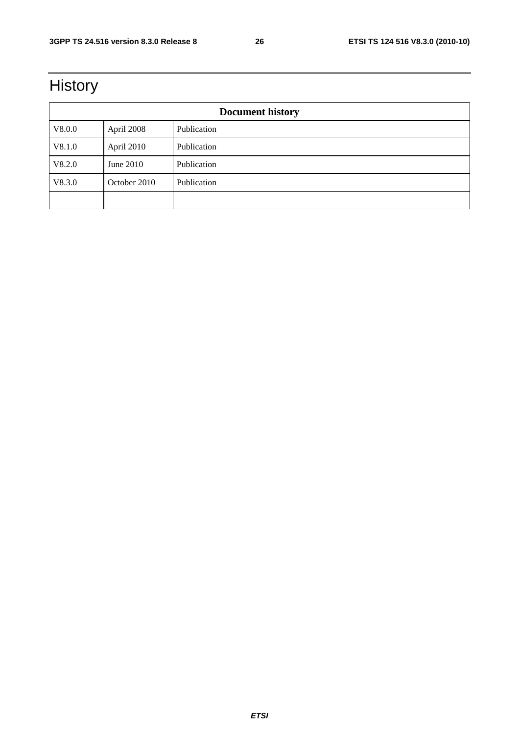# History

| Document history | | |
|---|---|---|
| V8.0.0 | April 2008 | Publication |
| V8.1.0 | April 2010 | Publication |
| V8.2.0 | June 2010 | Publication |
| V8.3.0 | October 2010 | Publication |
| | | |